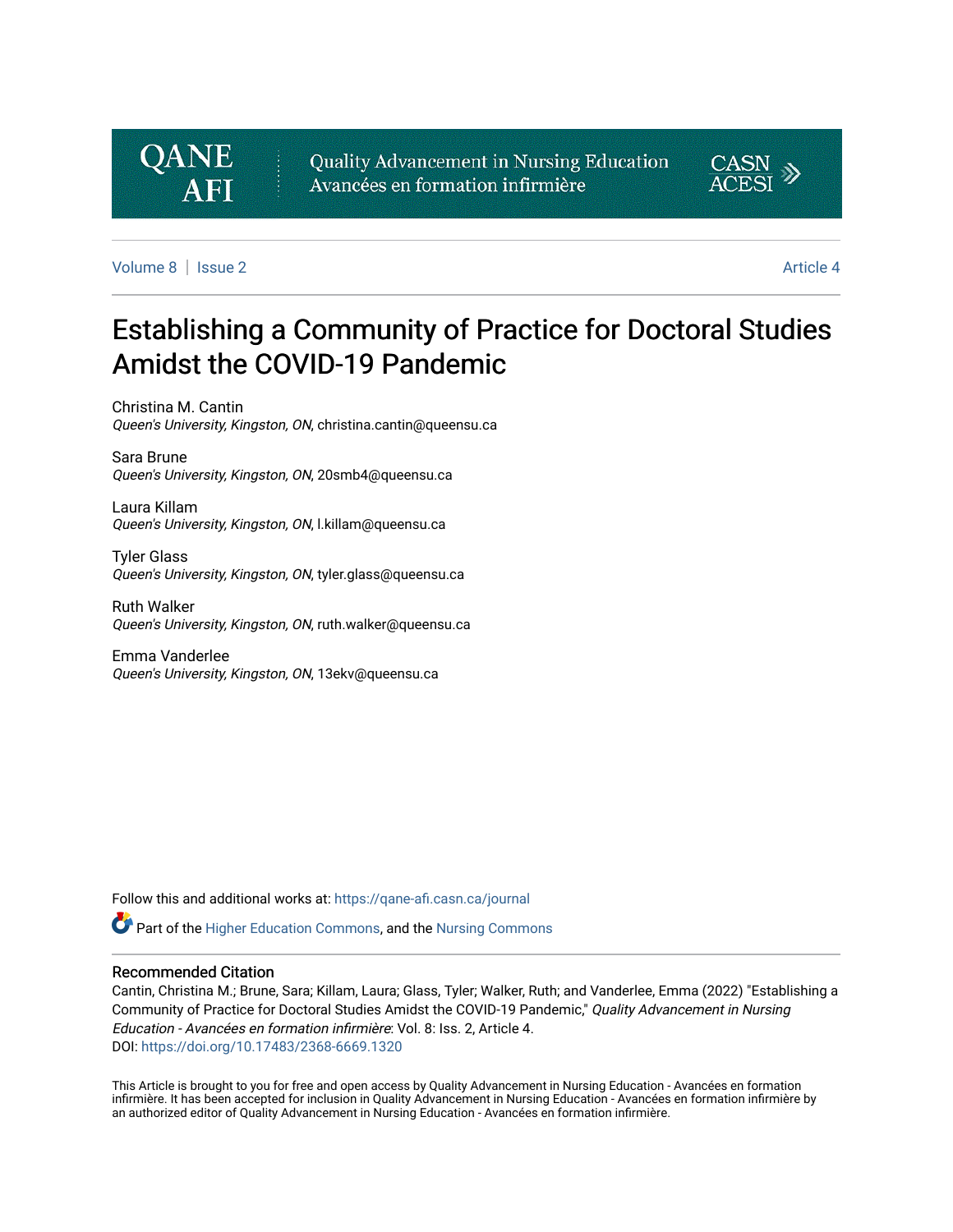QANE AFI | Quality Advancement in Nursing Education Avancées en formation infirmière | CASN ACESI

Volume 8 | Issue 2 | Article 4

# Establishing a Community of Practice for Doctoral Studies Amidst the COVID-19 Pandemic

Christina M. Cantin
*Queen's University, Kingston, ON*, christina.cantin@queensu.ca

Sara Brune
*Queen's University, Kingston, ON*, 20smb4@queensu.ca

Laura Killam
*Queen's University, Kingston, ON*, l.killam@queensu.ca

Tyler Glass
*Queen's University, Kingston, ON*, tyler.glass@queensu.ca

Ruth Walker
*Queen's University, Kingston, ON*, ruth.walker@queensu.ca

Emma Vanderlee
*Queen's University, Kingston, ON*, 13ekv@queensu.ca

Follow this and additional works at: https://qane-afi.casn.ca/journal

Part of the Higher Education Commons, and the Nursing Commons

## Recommended Citation

Cantin, Christina M.; Brune, Sara; Killam, Laura; Glass, Tyler; Walker, Ruth; and Vanderlee, Emma (2022) "Establishing a Community of Practice for Doctoral Studies Amidst the COVID-19 Pandemic," *Quality Advancement in Nursing Education - Avancées en formation infirmière*: Vol. 8: Iss. 2, Article 4.
DOI: https://doi.org/10.17483/2368-6669.1320

This Article is brought to you for free and open access by Quality Advancement in Nursing Education - Avancées en formation infirmière. It has been accepted for inclusion in Quality Advancement in Nursing Education - Avancées en formation infirmière by an authorized editor of Quality Advancement in Nursing Education - Avancées en formation infirmière.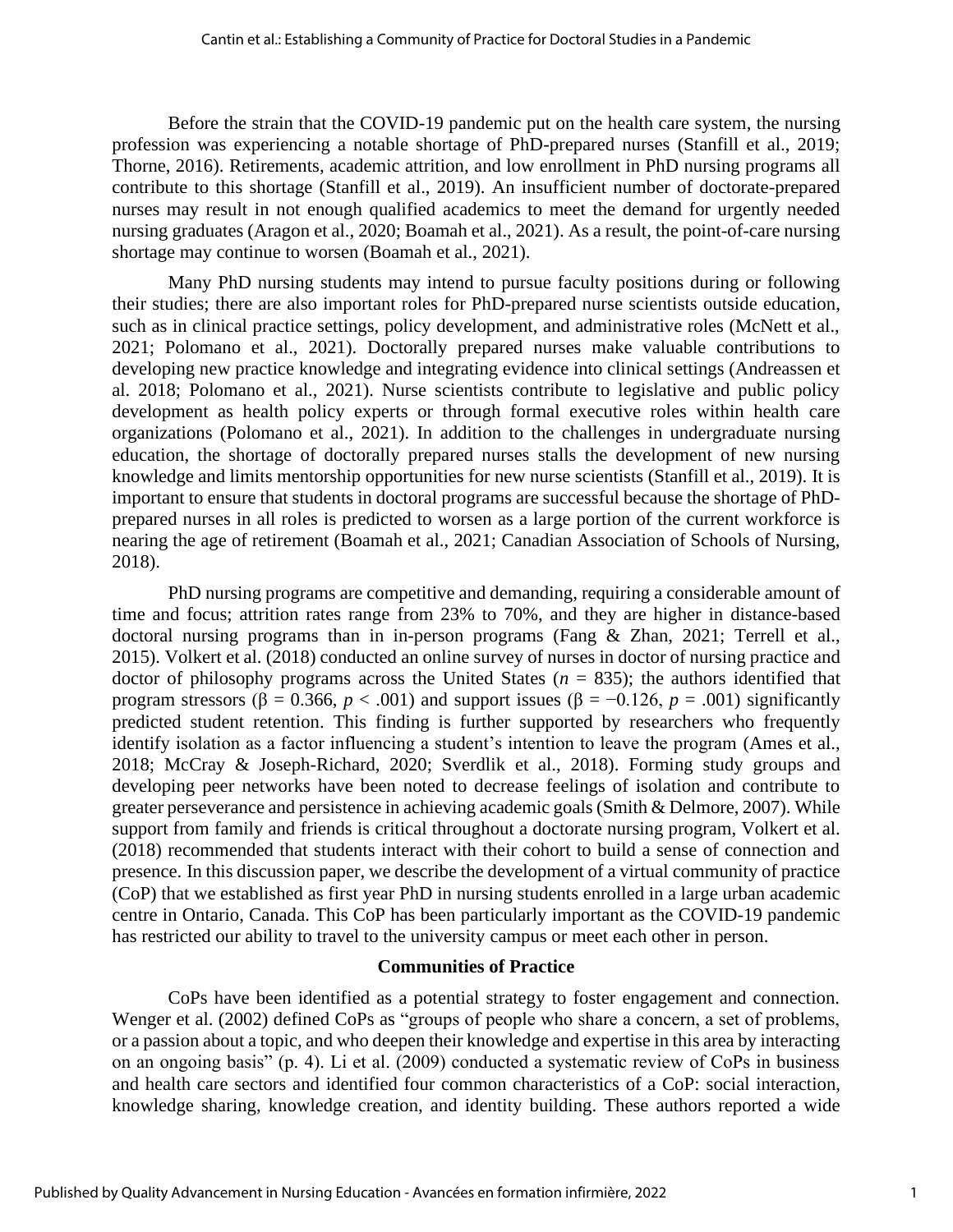Before the strain that the COVID-19 pandemic put on the health care system, the nursing profession was experiencing a notable shortage of PhD-prepared nurses (Stanfill et al., 2019; Thorne, 2016). Retirements, academic attrition, and low enrollment in PhD nursing programs all contribute to this shortage (Stanfill et al., 2019). An insufficient number of doctorate-prepared nurses may result in not enough qualified academics to meet the demand for urgently needed nursing graduates (Aragon et al., 2020; Boamah et al., 2021). As a result, the point-of-care nursing shortage may continue to worsen (Boamah et al., 2021).

Many PhD nursing students may intend to pursue faculty positions during or following their studies; there are also important roles for PhD-prepared nurse scientists outside education, such as in clinical practice settings, policy development, and administrative roles (McNett et al., 2021; Polomano et al., 2021). Doctorally prepared nurses make valuable contributions to developing new practice knowledge and integrating evidence into clinical settings (Andreassen et al. 2018; Polomano et al., 2021). Nurse scientists contribute to legislative and public policy development as health policy experts or through formal executive roles within health care organizations (Polomano et al., 2021). In addition to the challenges in undergraduate nursing education, the shortage of doctorally prepared nurses stalls the development of new nursing knowledge and limits mentorship opportunities for new nurse scientists (Stanfill et al., 2019). It is important to ensure that students in doctoral programs are successful because the shortage of PhD-prepared nurses in all roles is predicted to worsen as a large portion of the current workforce is nearing the age of retirement (Boamah et al., 2021; Canadian Association of Schools of Nursing, 2018).

PhD nursing programs are competitive and demanding, requiring a considerable amount of time and focus; attrition rates range from 23% to 70%, and they are higher in distance-based doctoral nursing programs than in in-person programs (Fang & Zhan, 2021; Terrell et al., 2015). Volkert et al. (2018) conducted an online survey of nurses in doctor of nursing practice and doctor of philosophy programs across the United States ($n$ = 835); the authors identified that program stressors ($\beta = 0.366$, $p < .001$) and support issues ($\beta = -0.126$, $p = .001$) significantly predicted student retention. This finding is further supported by researchers who frequently identify isolation as a factor influencing a student's intention to leave the program (Ames et al., 2018; McCray & Joseph-Richard, 2020; Sverdlik et al., 2018). Forming study groups and developing peer networks have been noted to decrease feelings of isolation and contribute to greater perseverance and persistence in achieving academic goals (Smith & Delmore, 2007). While support from family and friends is critical throughout a doctorate nursing program, Volkert et al. (2018) recommended that students interact with their cohort to build a sense of connection and presence. In this discussion paper, we describe the development of a virtual community of practice (CoP) that we established as first year PhD in nursing students enrolled in a large urban academic centre in Ontario, Canada. This CoP has been particularly important as the COVID-19 pandemic has restricted our ability to travel to the university campus or meet each other in person.

## Communities of Practice

CoPs have been identified as a potential strategy to foster engagement and connection. Wenger et al. (2002) defined CoPs as "groups of people who share a concern, a set of problems, or a passion about a topic, and who deepen their knowledge and expertise in this area by interacting on an ongoing basis" (p. 4). Li et al. (2009) conducted a systematic review of CoPs in business and health care sectors and identified four common characteristics of a CoP: social interaction, knowledge sharing, knowledge creation, and identity building. These authors reported a wide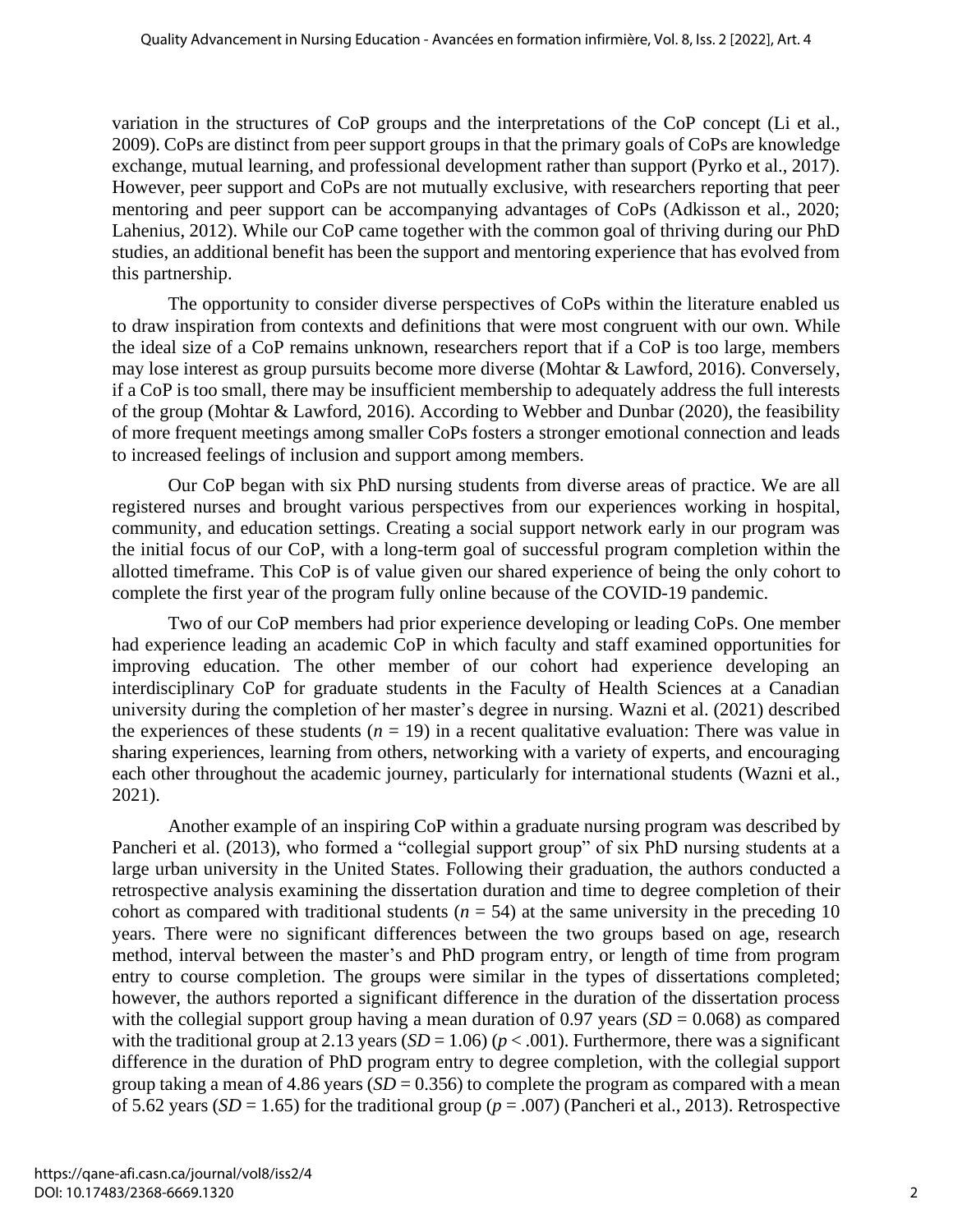variation in the structures of CoP groups and the interpretations of the CoP concept (Li et al., 2009). CoPs are distinct from peer support groups in that the primary goals of CoPs are knowledge exchange, mutual learning, and professional development rather than support (Pyrko et al., 2017). However, peer support and CoPs are not mutually exclusive, with researchers reporting that peer mentoring and peer support can be accompanying advantages of CoPs (Adkisson et al., 2020; Lahenius, 2012). While our CoP came together with the common goal of thriving during our PhD studies, an additional benefit has been the support and mentoring experience that has evolved from this partnership.

The opportunity to consider diverse perspectives of CoPs within the literature enabled us to draw inspiration from contexts and definitions that were most congruent with our own. While the ideal size of a CoP remains unknown, researchers report that if a CoP is too large, members may lose interest as group pursuits become more diverse (Mohtar & Lawford, 2016). Conversely, if a CoP is too small, there may be insufficient membership to adequately address the full interests of the group (Mohtar & Lawford, 2016). According to Webber and Dunbar (2020), the feasibility of more frequent meetings among smaller CoPs fosters a stronger emotional connection and leads to increased feelings of inclusion and support among members.

Our CoP began with six PhD nursing students from diverse areas of practice. We are all registered nurses and brought various perspectives from our experiences working in hospital, community, and education settings. Creating a social support network early in our program was the initial focus of our CoP, with a long-term goal of successful program completion within the allotted timeframe. This CoP is of value given our shared experience of being the only cohort to complete the first year of the program fully online because of the COVID-19 pandemic.

Two of our CoP members had prior experience developing or leading CoPs. One member had experience leading an academic CoP in which faculty and staff examined opportunities for improving education. The other member of our cohort had experience developing an interdisciplinary CoP for graduate students in the Faculty of Health Sciences at a Canadian university during the completion of her master's degree in nursing. Wazni et al. (2021) described the experiences of these students ($n = 19$) in a recent qualitative evaluation: There was value in sharing experiences, learning from others, networking with a variety of experts, and encouraging each other throughout the academic journey, particularly for international students (Wazni et al., 2021).

Another example of an inspiring CoP within a graduate nursing program was described by Pancheri et al. (2013), who formed a "collegial support group" of six PhD nursing students at a large urban university in the United States. Following their graduation, the authors conducted a retrospective analysis examining the dissertation duration and time to degree completion of their cohort as compared with traditional students ($n = 54$) at the same university in the preceding 10 years. There were no significant differences between the two groups based on age, research method, interval between the master's and PhD program entry, or length of time from program entry to course completion. The groups were similar in the types of dissertations completed; however, the authors reported a significant difference in the duration of the dissertation process with the collegial support group having a mean duration of 0.97 years ($SD = 0.068$) as compared with the traditional group at 2.13 years ($SD = 1.06$) ($p < .001$). Furthermore, there was a significant difference in the duration of PhD program entry to degree completion, with the collegial support group taking a mean of 4.86 years ($SD = 0.356$) to complete the program as compared with a mean of 5.62 years ($SD = 1.65$) for the traditional group ($p = .007$) (Pancheri et al., 2013). Retrospective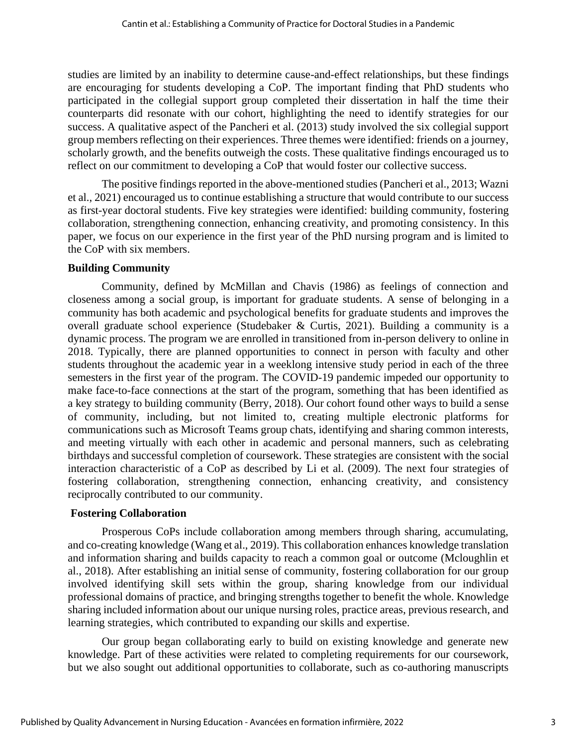studies are limited by an inability to determine cause-and-effect relationships, but these findings are encouraging for students developing a CoP. The important finding that PhD students who participated in the collegial support group completed their dissertation in half the time their counterparts did resonate with our cohort, highlighting the need to identify strategies for our success. A qualitative aspect of the Pancheri et al. (2013) study involved the six collegial support group members reflecting on their experiences. Three themes were identified: friends on a journey, scholarly growth, and the benefits outweigh the costs. These qualitative findings encouraged us to reflect on our commitment to developing a CoP that would foster our collective success.

The positive findings reported in the above-mentioned studies (Pancheri et al., 2013; Wazni et al., 2021) encouraged us to continue establishing a structure that would contribute to our success as first-year doctoral students. Five key strategies were identified: building community, fostering collaboration, strengthening connection, enhancing creativity, and promoting consistency. In this paper, we focus on our experience in the first year of the PhD nursing program and is limited to the CoP with six members.

## Building Community

Community, defined by McMillan and Chavis (1986) as feelings of connection and closeness among a social group, is important for graduate students. A sense of belonging in a community has both academic and psychological benefits for graduate students and improves the overall graduate school experience (Studebaker & Curtis, 2021). Building a community is a dynamic process. The program we are enrolled in transitioned from in-person delivery to online in 2018. Typically, there are planned opportunities to connect in person with faculty and other students throughout the academic year in a weeklong intensive study period in each of the three semesters in the first year of the program. The COVID-19 pandemic impeded our opportunity to make face-to-face connections at the start of the program, something that has been identified as a key strategy to building community (Berry, 2018). Our cohort found other ways to build a sense of community, including, but not limited to, creating multiple electronic platforms for communications such as Microsoft Teams group chats, identifying and sharing common interests, and meeting virtually with each other in academic and personal manners, such as celebrating birthdays and successful completion of coursework. These strategies are consistent with the social interaction characteristic of a CoP as described by Li et al. (2009). The next four strategies of fostering collaboration, strengthening connection, enhancing creativity, and consistency reciprocally contributed to our community.

## Fostering Collaboration

Prosperous CoPs include collaboration among members through sharing, accumulating, and co-creating knowledge (Wang et al., 2019). This collaboration enhances knowledge translation and information sharing and builds capacity to reach a common goal or outcome (Mcloughlin et al., 2018). After establishing an initial sense of community, fostering collaboration for our group involved identifying skill sets within the group, sharing knowledge from our individual professional domains of practice, and bringing strengths together to benefit the whole. Knowledge sharing included information about our unique nursing roles, practice areas, previous research, and learning strategies, which contributed to expanding our skills and expertise.

Our group began collaborating early to build on existing knowledge and generate new knowledge. Part of these activities were related to completing requirements for our coursework, but we also sought out additional opportunities to collaborate, such as co-authoring manuscripts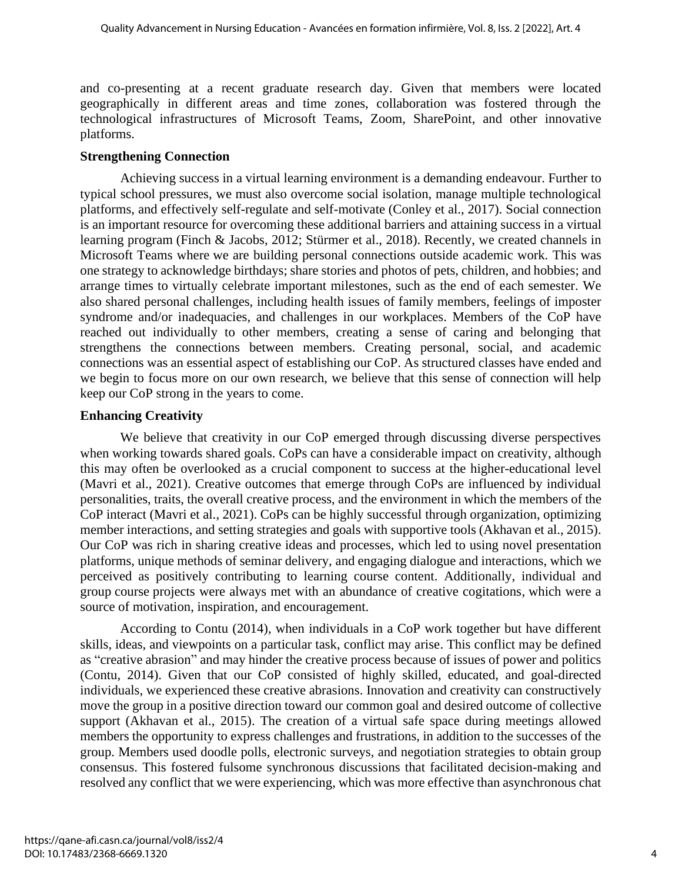and co-presenting at a recent graduate research day. Given that members were located geographically in different areas and time zones, collaboration was fostered through the technological infrastructures of Microsoft Teams, Zoom, SharePoint, and other innovative platforms.

### Strengthening Connection

Achieving success in a virtual learning environment is a demanding endeavour. Further to typical school pressures, we must also overcome social isolation, manage multiple technological platforms, and effectively self-regulate and self-motivate (Conley et al., 2017). Social connection is an important resource for overcoming these additional barriers and attaining success in a virtual learning program (Finch & Jacobs, 2012; Stürmer et al., 2018). Recently, we created channels in Microsoft Teams where we are building personal connections outside academic work. This was one strategy to acknowledge birthdays; share stories and photos of pets, children, and hobbies; and arrange times to virtually celebrate important milestones, such as the end of each semester. We also shared personal challenges, including health issues of family members, feelings of imposter syndrome and/or inadequacies, and challenges in our workplaces. Members of the CoP have reached out individually to other members, creating a sense of caring and belonging that strengthens the connections between members. Creating personal, social, and academic connections was an essential aspect of establishing our CoP. As structured classes have ended and we begin to focus more on our own research, we believe that this sense of connection will help keep our CoP strong in the years to come.

### Enhancing Creativity

We believe that creativity in our CoP emerged through discussing diverse perspectives when working towards shared goals. CoPs can have a considerable impact on creativity, although this may often be overlooked as a crucial component to success at the higher-educational level (Mavri et al., 2021). Creative outcomes that emerge through CoPs are influenced by individual personalities, traits, the overall creative process, and the environment in which the members of the CoP interact (Mavri et al., 2021). CoPs can be highly successful through organization, optimizing member interactions, and setting strategies and goals with supportive tools (Akhavan et al., 2015). Our CoP was rich in sharing creative ideas and processes, which led to using novel presentation platforms, unique methods of seminar delivery, and engaging dialogue and interactions, which we perceived as positively contributing to learning course content. Additionally, individual and group course projects were always met with an abundance of creative cogitations, which were a source of motivation, inspiration, and encouragement.

According to Contu (2014), when individuals in a CoP work together but have different skills, ideas, and viewpoints on a particular task, conflict may arise. This conflict may be defined as "creative abrasion" and may hinder the creative process because of issues of power and politics (Contu, 2014). Given that our CoP consisted of highly skilled, educated, and goal-directed individuals, we experienced these creative abrasions. Innovation and creativity can constructively move the group in a positive direction toward our common goal and desired outcome of collective support (Akhavan et al., 2015). The creation of a virtual safe space during meetings allowed members the opportunity to express challenges and frustrations, in addition to the successes of the group. Members used doodle polls, electronic surveys, and negotiation strategies to obtain group consensus. This fostered fulsome synchronous discussions that facilitated decision-making and resolved any conflict that we were experiencing, which was more effective than asynchronous chat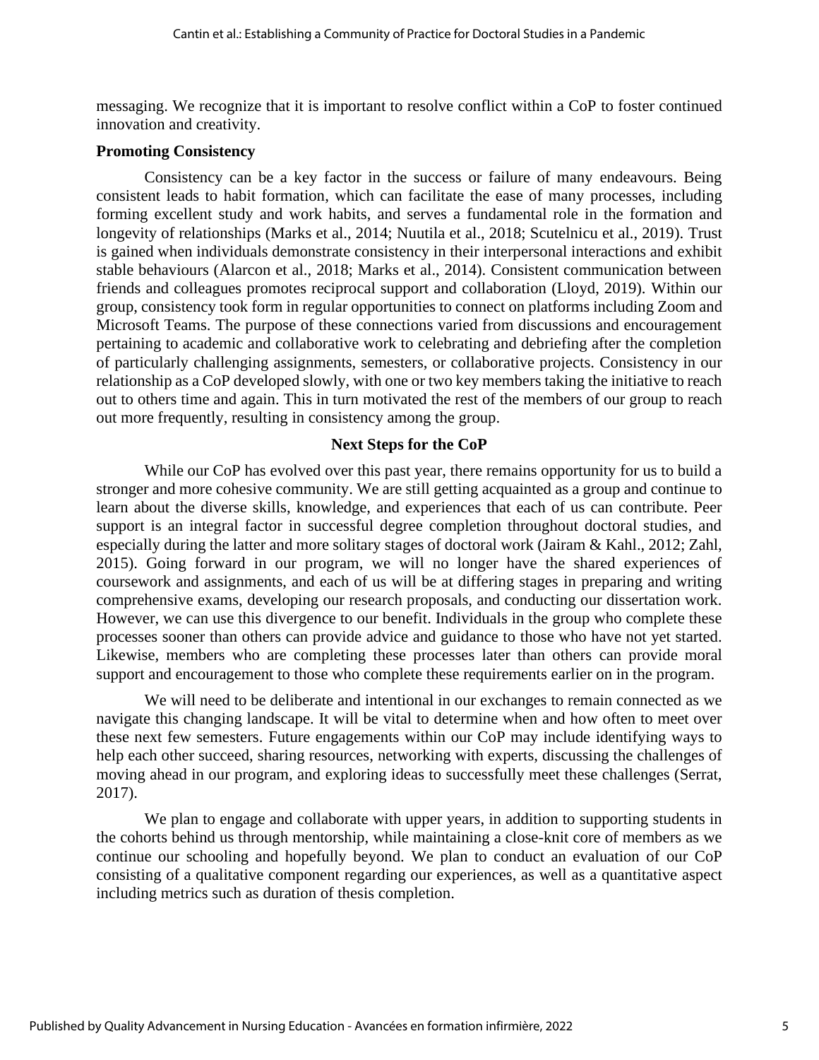messaging. We recognize that it is important to resolve conflict within a CoP to foster continued innovation and creativity.

**Promoting Consistency**

Consistency can be a key factor in the success or failure of many endeavours. Being consistent leads to habit formation, which can facilitate the ease of many processes, including forming excellent study and work habits, and serves a fundamental role in the formation and longevity of relationships (Marks et al., 2014; Nuutila et al., 2018; Scutelnicu et al., 2019). Trust is gained when individuals demonstrate consistency in their interpersonal interactions and exhibit stable behaviours (Alarcon et al., 2018; Marks et al., 2014). Consistent communication between friends and colleagues promotes reciprocal support and collaboration (Lloyd, 2019). Within our group, consistency took form in regular opportunities to connect on platforms including Zoom and Microsoft Teams. The purpose of these connections varied from discussions and encouragement pertaining to academic and collaborative work to celebrating and debriefing after the completion of particularly challenging assignments, semesters, or collaborative projects. Consistency in our relationship as a CoP developed slowly, with one or two key members taking the initiative to reach out to others time and again. This in turn motivated the rest of the members of our group to reach out more frequently, resulting in consistency among the group.

## Next Steps for the CoP

While our CoP has evolved over this past year, there remains opportunity for us to build a stronger and more cohesive community. We are still getting acquainted as a group and continue to learn about the diverse skills, knowledge, and experiences that each of us can contribute. Peer support is an integral factor in successful degree completion throughout doctoral studies, and especially during the latter and more solitary stages of doctoral work (Jairam & Kahl., 2012; Zahl, 2015). Going forward in our program, we will no longer have the shared experiences of coursework and assignments, and each of us will be at differing stages in preparing and writing comprehensive exams, developing our research proposals, and conducting our dissertation work. However, we can use this divergence to our benefit. Individuals in the group who complete these processes sooner than others can provide advice and guidance to those who have not yet started. Likewise, members who are completing these processes later than others can provide moral support and encouragement to those who complete these requirements earlier on in the program.

We will need to be deliberate and intentional in our exchanges to remain connected as we navigate this changing landscape. It will be vital to determine when and how often to meet over these next few semesters. Future engagements within our CoP may include identifying ways to help each other succeed, sharing resources, networking with experts, discussing the challenges of moving ahead in our program, and exploring ideas to successfully meet these challenges (Serrat, 2017).

We plan to engage and collaborate with upper years, in addition to supporting students in the cohorts behind us through mentorship, while maintaining a close-knit core of members as we continue our schooling and hopefully beyond. We plan to conduct an evaluation of our CoP consisting of a qualitative component regarding our experiences, as well as a quantitative aspect including metrics such as duration of thesis completion.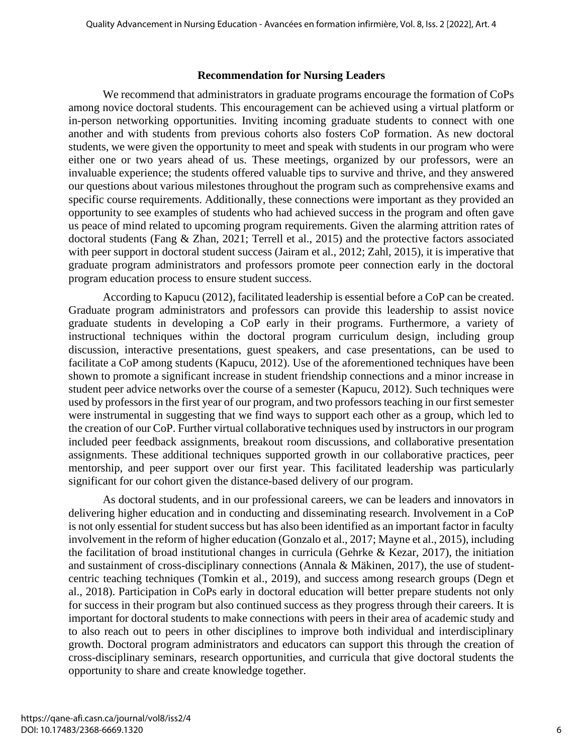## Recommendation for Nursing Leaders

We recommend that administrators in graduate programs encourage the formation of CoPs among novice doctoral students. This encouragement can be achieved using a virtual platform or in-person networking opportunities. Inviting incoming graduate students to connect with one another and with students from previous cohorts also fosters CoP formation. As new doctoral students, we were given the opportunity to meet and speak with students in our program who were either one or two years ahead of us. These meetings, organized by our professors, were an invaluable experience; the students offered valuable tips to survive and thrive, and they answered our questions about various milestones throughout the program such as comprehensive exams and specific course requirements. Additionally, these connections were important as they provided an opportunity to see examples of students who had achieved success in the program and often gave us peace of mind related to upcoming program requirements. Given the alarming attrition rates of doctoral students (Fang & Zhan, 2021; Terrell et al., 2015) and the protective factors associated with peer support in doctoral student success (Jairam et al., 2012; Zahl, 2015), it is imperative that graduate program administrators and professors promote peer connection early in the doctoral program education process to ensure student success.

According to Kapucu (2012), facilitated leadership is essential before a CoP can be created. Graduate program administrators and professors can provide this leadership to assist novice graduate students in developing a CoP early in their programs. Furthermore, a variety of instructional techniques within the doctoral program curriculum design, including group discussion, interactive presentations, guest speakers, and case presentations, can be used to facilitate a CoP among students (Kapucu, 2012). Use of the aforementioned techniques have been shown to promote a significant increase in student friendship connections and a minor increase in student peer advice networks over the course of a semester (Kapucu, 2012). Such techniques were used by professors in the first year of our program, and two professors teaching in our first semester were instrumental in suggesting that we find ways to support each other as a group, which led to the creation of our CoP. Further virtual collaborative techniques used by instructors in our program included peer feedback assignments, breakout room discussions, and collaborative presentation assignments. These additional techniques supported growth in our collaborative practices, peer mentorship, and peer support over our first year. This facilitated leadership was particularly significant for our cohort given the distance-based delivery of our program.

As doctoral students, and in our professional careers, we can be leaders and innovators in delivering higher education and in conducting and disseminating research. Involvement in a CoP is not only essential for student success but has also been identified as an important factor in faculty involvement in the reform of higher education (Gonzalo et al., 2017; Mayne et al., 2015), including the facilitation of broad institutional changes in curricula (Gehrke & Kezar, 2017), the initiation and sustainment of cross-disciplinary connections (Annala & Mäkinen, 2017), the use of student-centric teaching techniques (Tomkin et al., 2019), and success among research groups (Degn et al., 2018). Participation in CoPs early in doctoral education will better prepare students not only for success in their program but also continued success as they progress through their careers. It is important for doctoral students to make connections with peers in their area of academic study and to also reach out to peers in other disciplines to improve both individual and interdisciplinary growth. Doctoral program administrators and educators can support this through the creation of cross-disciplinary seminars, research opportunities, and curricula that give doctoral students the opportunity to share and create knowledge together.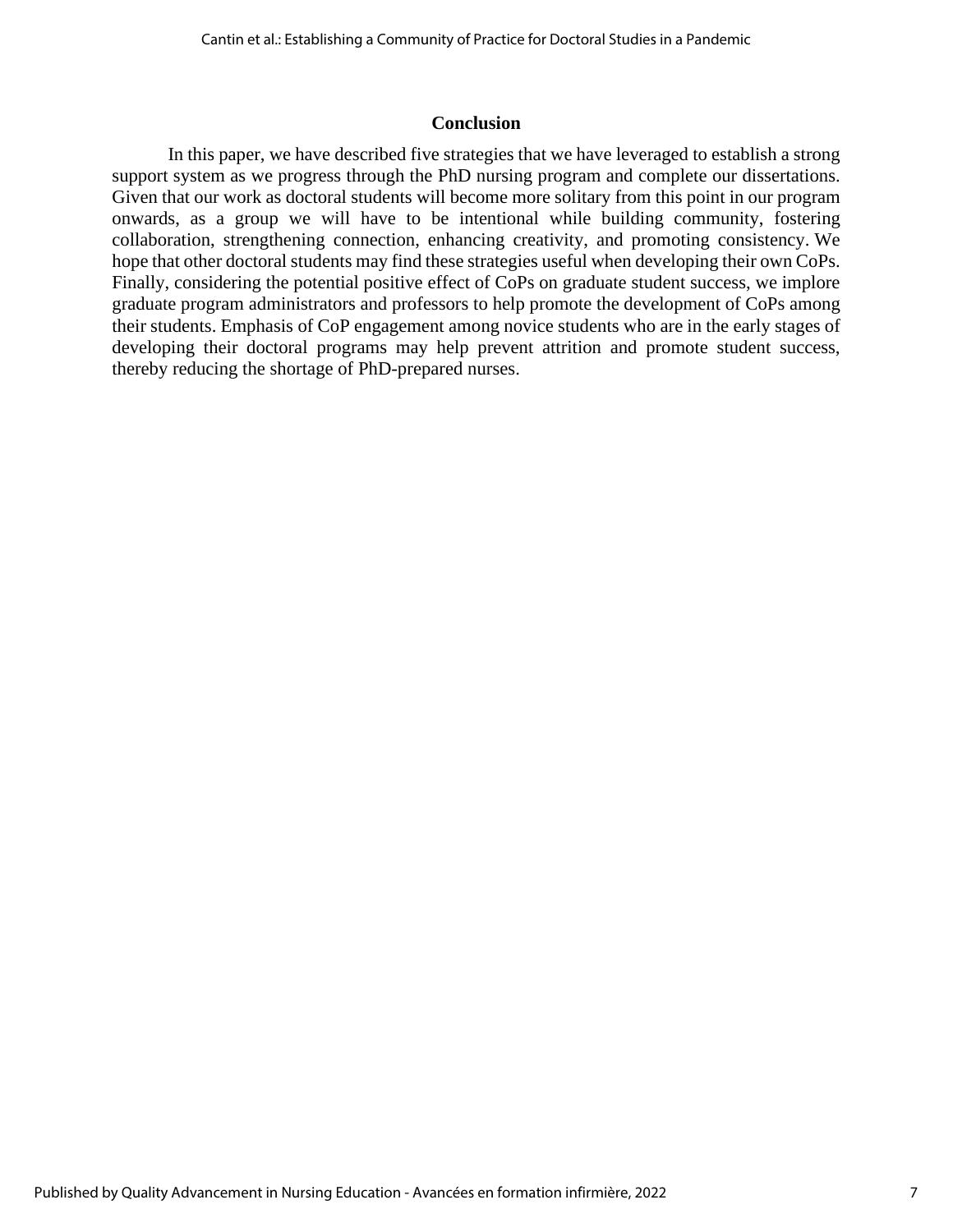## Conclusion

In this paper, we have described five strategies that we have leveraged to establish a strong support system as we progress through the PhD nursing program and complete our dissertations. Given that our work as doctoral students will become more solitary from this point in our program onwards, as a group we will have to be intentional while building community, fostering collaboration, strengthening connection, enhancing creativity, and promoting consistency. We hope that other doctoral students may find these strategies useful when developing their own CoPs. Finally, considering the potential positive effect of CoPs on graduate student success, we implore graduate program administrators and professors to help promote the development of CoPs among their students. Emphasis of CoP engagement among novice students who are in the early stages of developing their doctoral programs may help prevent attrition and promote student success, thereby reducing the shortage of PhD-prepared nurses.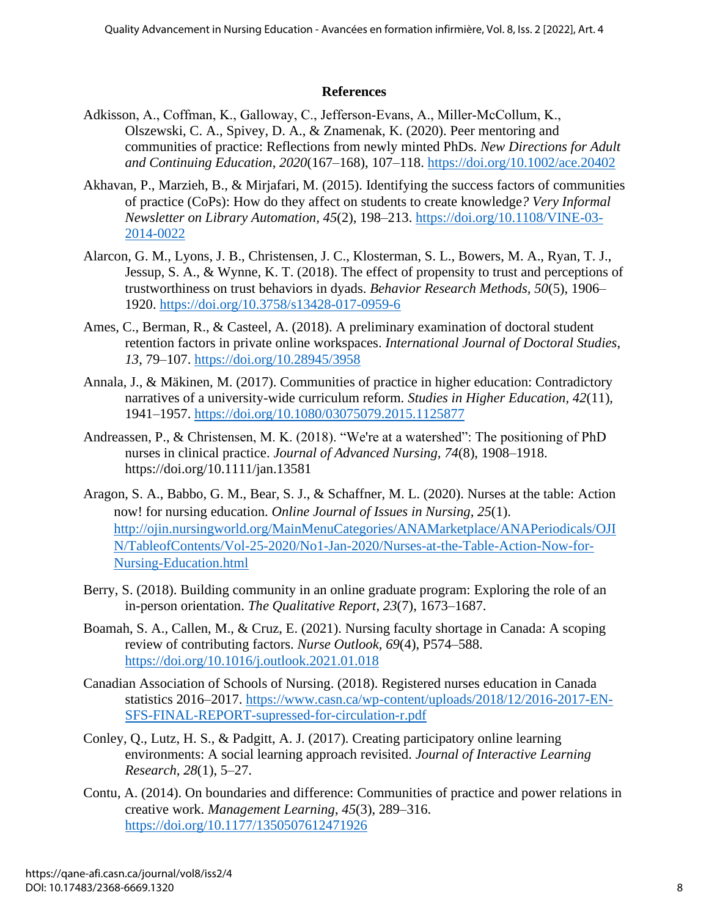## References

Adkisson, A., Coffman, K., Galloway, C., Jefferson-Evans, A., Miller-McCollum, K., Olszewski, C. A., Spivey, D. A., & Znamenak, K. (2020). Peer mentoring and communities of practice: Reflections from newly minted PhDs. *New Directions for Adult and Continuing Education*, *2020*(167–168), 107–118. https://doi.org/10.1002/ace.20402

Akhavan, P., Marzieh, B., & Mirjafari, M. (2015). Identifying the success factors of communities of practice (CoPs): How do they affect on students to create knowledge*? Very Informal Newsletter on Library Automation*, *45*(2), 198–213. https://doi.org/10.1108/VINE-03-2014-0022

Alarcon, G. M., Lyons, J. B., Christensen, J. C., Klosterman, S. L., Bowers, M. A., Ryan, T. J., Jessup, S. A., & Wynne, K. T. (2018). The effect of propensity to trust and perceptions of trustworthiness on trust behaviors in dyads. *Behavior Research Methods*, *50*(5), 1906–1920. https://doi.org/10.3758/s13428-017-0959-6

Ames, C., Berman, R., & Casteel, A. (2018). A preliminary examination of doctoral student retention factors in private online workspaces. *International Journal of Doctoral Studies*, *13*, 79–107. https://doi.org/10.28945/3958

Annala, J., & Mäkinen, M. (2017). Communities of practice in higher education: Contradictory narratives of a university-wide curriculum reform. *Studies in Higher Education, 42*(11), 1941–1957. https://doi.org/10.1080/03075079.2015.1125877

Andreassen, P., & Christensen, M. K. (2018). "We're at a watershed": The positioning of PhD nurses in clinical practice. *Journal of Advanced Nursing, 74*(8), 1908–1918. https://doi.org/10.1111/jan.13581

Aragon, S. A., Babbo, G. M., Bear, S. J., & Schaffner, M. L. (2020). Nurses at the table: Action now! for nursing education. *Online Journal of Issues in Nursing*, *25*(1). http://ojin.nursingworld.org/MainMenuCategories/ANAMarketplace/ANAPeriodicals/OJIN/TableofContents/Vol-25-2020/No1-Jan-2020/Nurses-at-the-Table-Action-Now-for-Nursing-Education.html

Berry, S. (2018). Building community in an online graduate program: Exploring the role of an in-person orientation. *The Qualitative Report*, *23*(7), 1673–1687.

Boamah, S. A., Callen, M., & Cruz, E. (2021). Nursing faculty shortage in Canada: A scoping review of contributing factors. *Nurse Outlook, 69*(4), P574–588. https://doi.org/10.1016/j.outlook.2021.01.018

Canadian Association of Schools of Nursing. (2018). Registered nurses education in Canada statistics 2016–2017. https://www.casn.ca/wp-content/uploads/2018/12/2016-2017-EN-SFS-FINAL-REPORT-supressed-for-circulation-r.pdf

Conley, Q., Lutz, H. S., & Padgitt, A. J. (2017). Creating participatory online learning environments: A social learning approach revisited. *Journal of Interactive Learning Research, 28*(1), 5–27.

Contu, A. (2014). On boundaries and difference: Communities of practice and power relations in creative work. *Management Learning*, *45*(3), 289–316. https://doi.org/10.1177/1350507612471926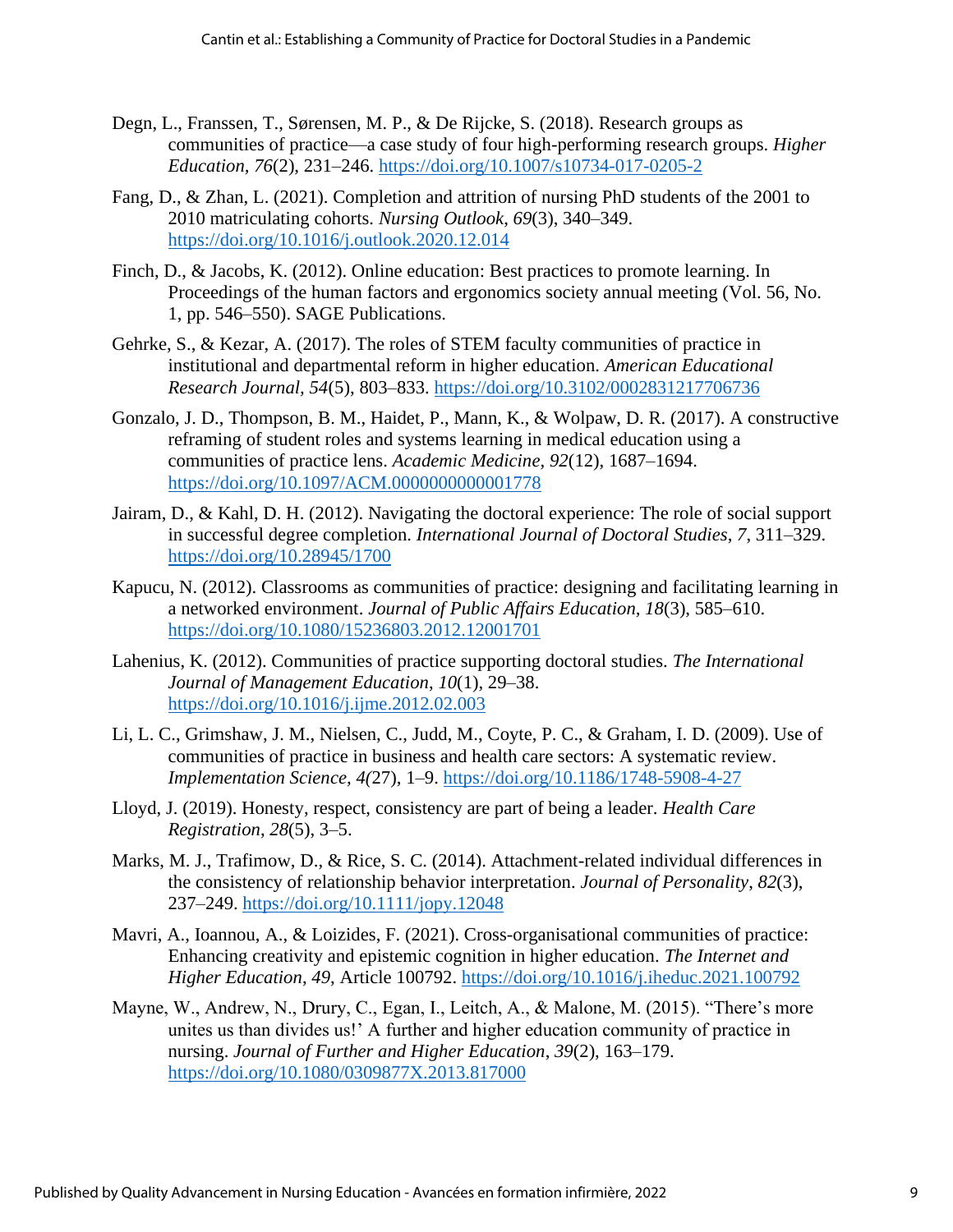Degn, L., Franssen, T., Sørensen, M. P., & De Rijcke, S. (2018). Research groups as communities of practice—a case study of four high-performing research groups. *Higher Education, 76*(2), 231–246. https://doi.org/10.1007/s10734-017-0205-2

Fang, D., & Zhan, L. (2021). Completion and attrition of nursing PhD students of the 2001 to 2010 matriculating cohorts. *Nursing Outlook*, *69*(3), 340–349. https://doi.org/10.1016/j.outlook.2020.12.014

Finch, D., & Jacobs, K. (2012). Online education: Best practices to promote learning. In Proceedings of the human factors and ergonomics society annual meeting (Vol. 56, No. 1, pp. 546–550). SAGE Publications.

Gehrke, S., & Kezar, A. (2017). The roles of STEM faculty communities of practice in institutional and departmental reform in higher education. *American Educational Research Journal, 54*(5), 803–833. https://doi.org/10.3102/0002831217706736

Gonzalo, J. D., Thompson, B. M., Haidet, P., Mann, K., & Wolpaw, D. R. (2017). A constructive reframing of student roles and systems learning in medical education using a communities of practice lens. *Academic Medicine*, *92*(12), 1687–1694. https://doi.org/10.1097/ACM.0000000000001778

Jairam, D., & Kahl, D. H. (2012). Navigating the doctoral experience: The role of social support in successful degree completion. *International Journal of Doctoral Studies*, *7*, 311–329. https://doi.org/10.28945/1700

Kapucu, N. (2012). Classrooms as communities of practice: designing and facilitating learning in a networked environment. *Journal of Public Affairs Education, 18*(3), 585–610. https://doi.org/10.1080/15236803.2012.12001701

Lahenius, K. (2012). Communities of practice supporting doctoral studies. *The International Journal of Management Education*, *10*(1), 29–38. https://doi.org/10.1016/j.ijme.2012.02.003

Li, L. C., Grimshaw, J. M., Nielsen, C., Judd, M., Coyte, P. C., & Graham, I. D. (2009). Use of communities of practice in business and health care sectors: A systematic review. *Implementation Science*, *4(*27), 1–9. https://doi.org/10.1186/1748-5908-4-27

Lloyd, J. (2019). Honesty, respect, consistency are part of being a leader. *Health Care Registration*, *28*(5), 3–5.

Marks, M. J., Trafimow, D., & Rice, S. C. (2014). Attachment-related individual differences in the consistency of relationship behavior interpretation. *Journal of Personality*, *82*(3), 237–249. https://doi.org/10.1111/jopy.12048

Mavri, A., Ioannou, A., & Loizides, F. (2021). Cross-organisational communities of practice: Enhancing creativity and epistemic cognition in higher education. *The Internet and Higher Education*, *49*, Article 100792. https://doi.org/10.1016/j.iheduc.2021.100792

Mayne, W., Andrew, N., Drury, C., Egan, I., Leitch, A., & Malone, M. (2015). "There's more unites us than divides us!' A further and higher education community of practice in nursing. *Journal of Further and Higher Education*, *39*(2), 163–179. https://doi.org/10.1080/0309877X.2013.817000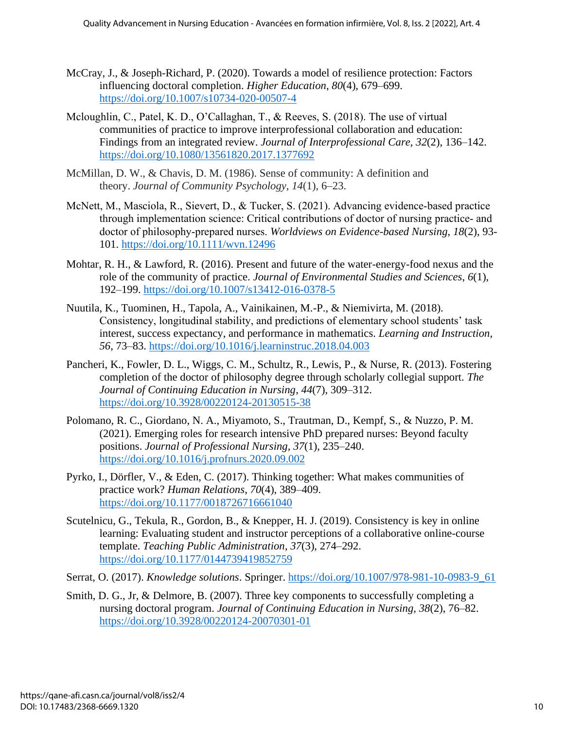McCray, J., & Joseph-Richard, P. (2020). Towards a model of resilience protection: Factors influencing doctoral completion. *Higher Education*, *80*(4), 679–699. https://doi.org/10.1007/s10734-020-00507-4

Mcloughlin, C., Patel, K. D., O'Callaghan, T., & Reeves, S. (2018). The use of virtual communities of practice to improve interprofessional collaboration and education: Findings from an integrated review. *Journal of Interprofessional Care*, *32*(2), 136–142. https://doi.org/10.1080/13561820.2017.1377692

McMillan, D. W., & Chavis, D. M. (1986). Sense of community: A definition and theory. *Journal of Community Psychology*, *14*(1), 6–23.

McNett, M., Masciola, R., Sievert, D., & Tucker, S. (2021). Advancing evidence-based practice through implementation science: Critical contributions of doctor of nursing practice- and doctor of philosophy-prepared nurses. *Worldviews on Evidence-based Nursing, 18*(2), 93-101. https://doi.org/10.1111/wvn.12496

Mohtar, R. H., & Lawford, R. (2016). Present and future of the water-energy-food nexus and the role of the community of practice. *Journal of Environmental Studies and Sciences*, *6*(1), 192–199. https://doi.org/10.1007/s13412-016-0378-5

Nuutila, K., Tuominen, H., Tapola, A., Vainikainen, M.-P., & Niemivirta, M. (2018). Consistency, longitudinal stability, and predictions of elementary school students' task interest, success expectancy, and performance in mathematics. *Learning and Instruction*, *56*, 73–83. https://doi.org/10.1016/j.learninstruc.2018.04.003

Pancheri, K., Fowler, D. L., Wiggs, C. M., Schultz, R., Lewis, P., & Nurse, R. (2013). Fostering completion of the doctor of philosophy degree through scholarly collegial support. *The Journal of Continuing Education in Nursing*, *44*(7), 309–312. https://doi.org/10.3928/00220124-20130515-38

Polomano, R. C., Giordano, N. A., Miyamoto, S., Trautman, D., Kempf, S., & Nuzzo, P. M. (2021). Emerging roles for research intensive PhD prepared nurses: Beyond faculty positions. *Journal of Professional Nursing, 37*(1), 235–240. https://doi.org/10.1016/j.profnurs.2020.09.002

Pyrko, I., Dörfler, V., & Eden, C. (2017). Thinking together: What makes communities of practice work? *Human Relations*, *70*(4), 389–409. https://doi.org/10.1177/0018726716661040

Scutelnicu, G., Tekula, R., Gordon, B., & Knepper, H. J. (2019). Consistency is key in online learning: Evaluating student and instructor perceptions of a collaborative online-course template. *Teaching Public Administration*, *37*(3), 274–292. https://doi.org/10.1177/0144739419852759

Serrat, O. (2017). *Knowledge solutions*. Springer. https://doi.org/10.1007/978-981-10-0983-9_61

Smith, D. G., Jr, & Delmore, B. (2007). Three key components to successfully completing a nursing doctoral program. *Journal of Continuing Education in Nursing*, *38*(2), 76–82. https://doi.org/10.3928/00220124-20070301-01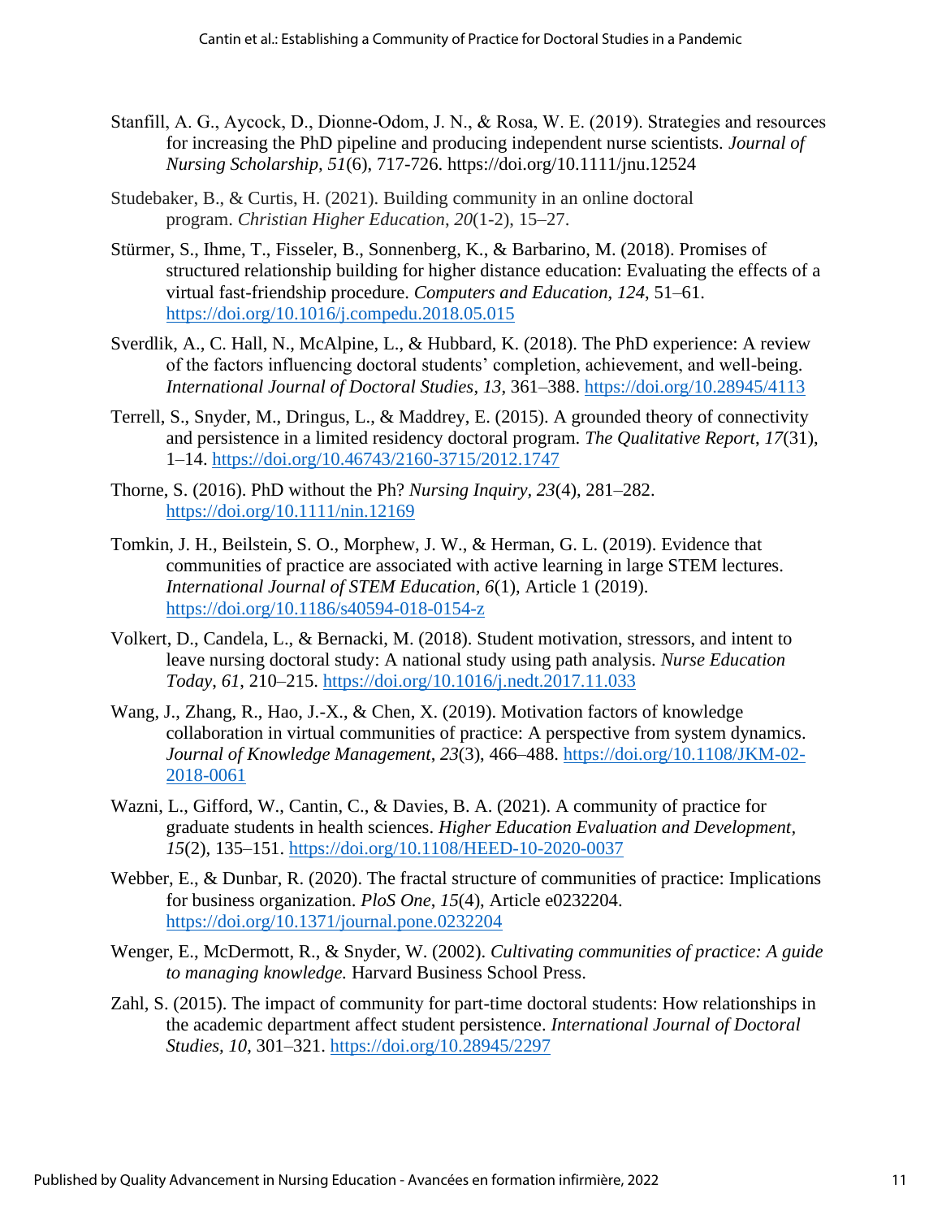Stanfill, A. G., Aycock, D., Dionne-Odom, J. N., & Rosa, W. E. (2019). Strategies and resources for increasing the PhD pipeline and producing independent nurse scientists. *Journal of Nursing Scholarship*, *51*(6), 717-726. https://doi.org/10.1111/jnu.12524

Studebaker, B., & Curtis, H. (2021). Building community in an online doctoral program. *Christian Higher Education*, *20*(1-2), 15–27.

Stürmer, S., Ihme, T., Fisseler, B., Sonnenberg, K., & Barbarino, M. (2018). Promises of structured relationship building for higher distance education: Evaluating the effects of a virtual fast-friendship procedure. *Computers and Education*, *124*, 51–61. https://doi.org/10.1016/j.compedu.2018.05.015

Sverdlik, A., C. Hall, N., McAlpine, L., & Hubbard, K. (2018). The PhD experience: A review of the factors influencing doctoral students' completion, achievement, and well-being. *International Journal of Doctoral Studies*, *13*, 361–388. https://doi.org/10.28945/4113

Terrell, S., Snyder, M., Dringus, L., & Maddrey, E. (2015). A grounded theory of connectivity and persistence in a limited residency doctoral program. *The Qualitative Report*, *17*(31), 1–14. https://doi.org/10.46743/2160-3715/2012.1747

Thorne, S. (2016). PhD without the Ph? *Nursing Inquiry*, *23*(4), 281–282. https://doi.org/10.1111/nin.12169

Tomkin, J. H., Beilstein, S. O., Morphew, J. W., & Herman, G. L. (2019). Evidence that communities of practice are associated with active learning in large STEM lectures. *International Journal of STEM Education*, *6*(1), Article 1 (2019). https://doi.org/10.1186/s40594-018-0154-z

Volkert, D., Candela, L., & Bernacki, M. (2018). Student motivation, stressors, and intent to leave nursing doctoral study: A national study using path analysis. *Nurse Education Today*, *61*, 210–215. https://doi.org/10.1016/j.nedt.2017.11.033

Wang, J., Zhang, R., Hao, J.-X., & Chen, X. (2019). Motivation factors of knowledge collaboration in virtual communities of practice: A perspective from system dynamics. *Journal of Knowledge Management*, *23*(3), 466–488. https://doi.org/10.1108/JKM-02-2018-0061

Wazni, L., Gifford, W., Cantin, C., & Davies, B. A. (2021). A community of practice for graduate students in health sciences. *Higher Education Evaluation and Development*, *15*(2), 135–151. https://doi.org/10.1108/HEED-10-2020-0037

Webber, E., & Dunbar, R. (2020). The fractal structure of communities of practice: Implications for business organization. *PloS One*, *15*(4), Article e0232204. https://doi.org/10.1371/journal.pone.0232204

Wenger, E., McDermott, R., & Snyder, W. (2002). *Cultivating communities of practice: A guide to managing knowledge.* Harvard Business School Press.

Zahl, S. (2015). The impact of community for part-time doctoral students: How relationships in the academic department affect student persistence. *International Journal of Doctoral Studies*, *10*, 301–321. https://doi.org/10.28945/2297